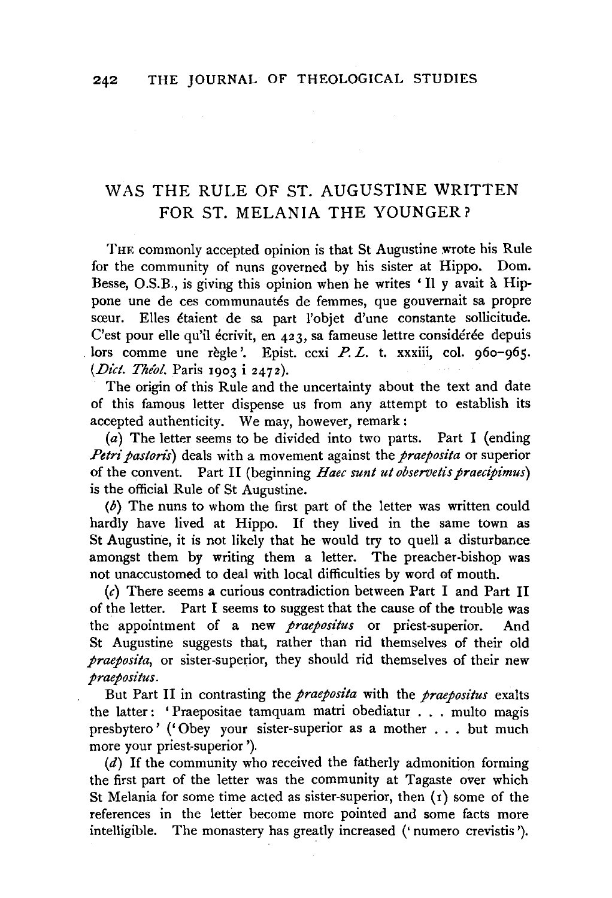# WAS THE RULE OF ST. AUGUSTINE WRITTEN FOR ST. MELANIA THE YOUNGER?

THE commonly accepted opinion is that St Augustine wrote his Rule for the community of nuns governed by his sister at Hippo. Dom. Besse, O.S.B., is giving this opinion when he writes 'Il y avait à Hippone une de ces communautés de femmes, que gouvernait sa propre sœur. Elles étaient de sa part l'objet d'une constante sollicitude. C'est pour elle qu'il écrivit, en 423, sa fameuse lettre considérée depuis lors comme une règle'. Epist. ccxi *P. L.* t. xxxiii, col. 960–965. (*Dict. Théol.* Paris 1903 i 2472).

The origin of this Rule and the uncertainty about the text and date of this famous letter dispense us from any attempt to establish its accepted authenticity. We may, however, remark:

(*a*) The letter seems to be divided into two parts. Part I (ending *Petri pastoris*) deals with a movement against the *praeposita* or superior of the convent. Part II (beginning *Haec sunt ut observetis praecipimus*) is the official Rule of St Augustine.

(*b*) The nuns to whom the first part of the letter was written could hardly have lived at Hippo. If they lived in the same town as St Augustine, it is not likely that he would try to quell a disturbance amongst them by writing them a letter. The preacher-bishop was not unaccustomed to deal with local difficulties by word of mouth.

(*c*) There seems a curious contradiction between Part I and Part II of the letter. Part I seems to suggest that the cause of the trouble was the appointment of a new *praepositus* or priest-superior. And St Augustine suggests that, rather than rid themselves of their old *praeposita*, or sister-superior, they should rid themselves of their new *praepositus*.

But Part II in contrasting the *praeposita* with the *praepositus* exalts the latter: 'Praepositae tamquam matri obediatur . . . multo magis presbytero' ('Obey your sister-superior as a mother . . . but much more your priest-superior').

(*d*) If the community who received the fatherly admonition forming the first part of the letter was the community at Tagaste over which St Melania for some time acted as sister-superior, then (1) some of the references in the letter become more pointed and some facts more intelligible. The monastery has greatly increased ('numero crevistis').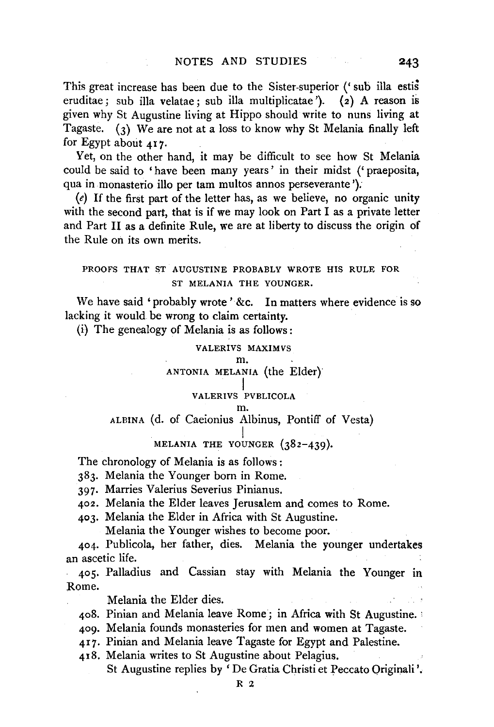This great increase has been due to the Sister-superior ('sub illa estis eruditae; sub illa velatae; sub illa multiplicatae'). (2) A reason is given why St Augustine living at Hippo should write to nuns living at Tagaste. (3) We are not at a loss to know why St Melania finally left for Egypt about 417.

Yet, on the other hand, it may be difficult to see how St Melania could be said to 'have been many years' in their midst ('praeposita, qua in monasterio illo per tam multos annos perseverante').

(*e*) If the first part of the letter has, as we believe, no organic unity with the second part, that is if we may look on Part I as a private letter and Part II as a definite Rule, we are at liberty to discuss the origin of the Rule on its own merits.

### PROOFS THAT ST AUGUSTINE PROBABLY WROTE HIS RULE FOR ST MELANIA THE YOUNGER.

We have said 'probably wrote' &c. In matters where evidence is so lacking it would be wrong to claim certainty.

(i) The genealogy of Melania is as follows:

VALERIVS MAXIMVS
m.
ANTONIA MELANIA (the Elder)
|
VALERIVS PVBLICOLA
m.
ALBINA (d. of Caeionius Albinus, Pontiff of Vesta)
|
MELANIA THE YOUNGER (382–439).

The chronology of Melania is as follows:

383. Melania the Younger born in Rome.

397. Marries Valerius Severius Pinianus.

402. Melania the Elder leaves Jerusalem and comes to Rome.

403. Melania the Elder in Africa with St Augustine.
Melania the Younger wishes to become poor.

404. Publicola, her father, dies. Melania the younger undertakes an ascetic life.

405. Palladius and Cassian stay with Melania the Younger in Rome.
Melania the Elder dies.

408. Pinian and Melania leave Rome; in Africa with St Augustine.

409. Melania founds monasteries for men and women at Tagaste.

417. Pinian and Melania leave Tagaste for Egypt and Palestine.

418. Melania writes to St Augustine about Pelagius.
St Augustine replies by 'De Gratia Christi et Peccato Originali'.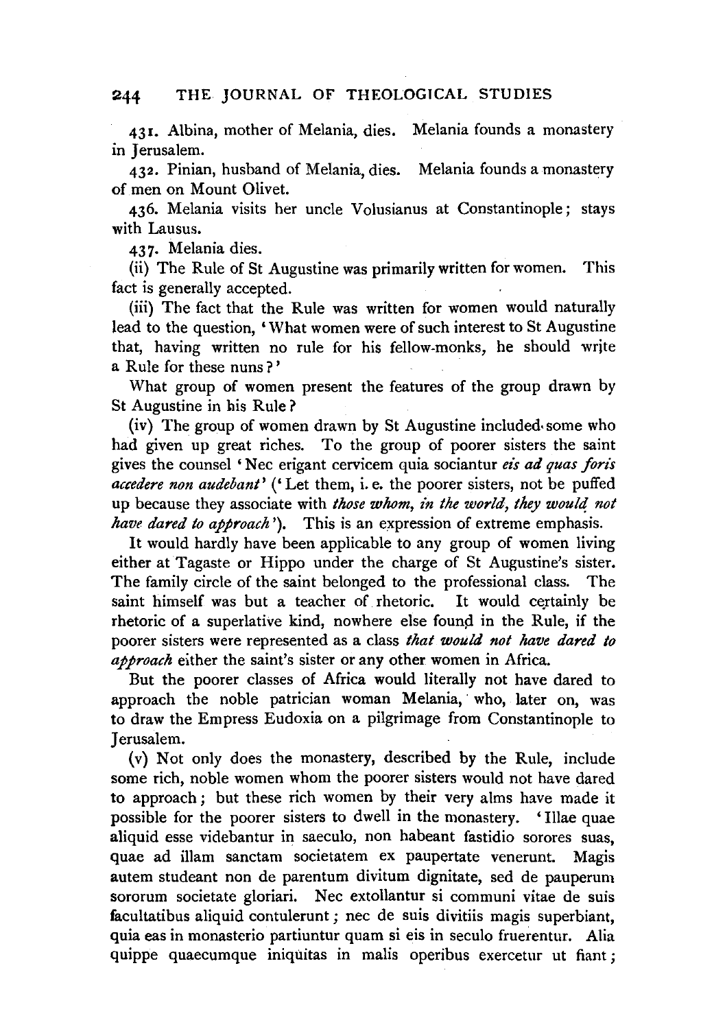431. Albina, mother of Melania, dies. Melania founds a monastery in Jerusalem.

432. Pinian, husband of Melania, dies. Melania founds a monastery of men on Mount Olivet.

436. Melania visits her uncle Volusianus at Constantinople; stays with Lausus.

437. Melania dies.

(ii) The Rule of St Augustine was primarily written for women. This fact is generally accepted.

(iii) The fact that the Rule was written for women would naturally lead to the question, 'What women were of such interest to St Augustine that, having written no rule for his fellow-monks, he should write a Rule for these nuns?'

What group of women present the features of the group drawn by St Augustine in his Rule?

(iv) The group of women drawn by St Augustine included some who had given up great riches. To the group of poorer sisters the saint gives the counsel 'Nec erigant cervicem quia sociantur *eis ad quas foris accedere non audebant*' ('Let them, i. e. the poorer sisters, not be puffed up because they associate with *those whom, in the world, they would not have dared to approach*'). This is an expression of extreme emphasis.

It would hardly have been applicable to any group of women living either at Tagaste or Hippo under the charge of St Augustine's sister. The family circle of the saint belonged to the professional class. The saint himself was but a teacher of rhetoric. It would certainly be rhetoric of a superlative kind, nowhere else found in the Rule, if the poorer sisters were represented as a class *that would not have dared to approach* either the saint's sister or any other women in Africa.

But the poorer classes of Africa would literally not have dared to approach the noble patrician woman Melania, who, later on, was to draw the Empress Eudoxia on a pilgrimage from Constantinople to Jerusalem.

(v) Not only does the monastery, described by the Rule, include some rich, noble women whom the poorer sisters would not have dared to approach; but these rich women by their very alms have made it possible for the poorer sisters to dwell in the monastery. 'Illae quae aliquid esse videbantur in saeculo, non habeant fastidio sorores suas, quae ad illam sanctam societatem ex paupertate venerunt. Magis autem studeant non de parentum divitum dignitate, sed de pauperum sororum societate gloriari. Nec extollantur si communi vitae de suis facultatibus aliquid contulerunt; nec de suis divitiis magis superbiant, quia eas in monasterio partiuntur quam si eis in seculo fruerentur. Alia quippe quaecumque iniquitas in malis operibus exercetur ut fiant;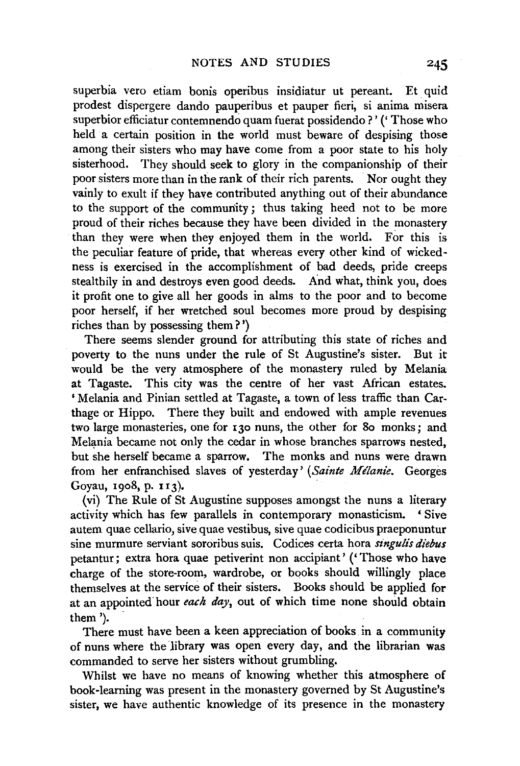superbia vero etiam bonis operibus insidiatur ut pereant. Et quid prodest dispergere dando pauperibus et pauper fieri, si anima misera superbior efficiatur contemnendo quam fuerat possidendo ?' ('Those who held a certain position in the world must beware of despising those among their sisters who may have come from a poor state to his holy sisterhood. They should seek to glory in the companionship of their poor sisters more than in the rank of their rich parents. Nor ought they vainly to exult if they have contributed anything out of their abundance to the support of the community; thus taking heed not to be more proud of their riches because they have been divided in the monastery than they were when they enjoyed them in the world. For this is the peculiar feature of pride, that whereas every other kind of wickedness is exercised in the accomplishment of bad deeds, pride creeps stealthily in and destroys even good deeds. And what, think you, does it profit one to give all her goods in alms to the poor and to become poor herself, if her wretched soul becomes more proud by despising riches than by possessing them?')

There seems slender ground for attributing this state of riches and poverty to the nuns under the rule of St Augustine's sister. But it would be the very atmosphere of the monastery ruled by Melania at Tagaste. This city was the centre of her vast African estates. 'Melania and Pinian settled at Tagaste, a town of less traffic than Carthage or Hippo. There they built and endowed with ample revenues two large monasteries, one for 130 nuns, the other for 80 monks; and Melania became not only the cedar in whose branches sparrows nested, but she herself became a sparrow. The monks and nuns were drawn from her enfranchised slaves of yesterday' (*Sainte Mélanie*. Georges Goyau, 1908, p. 113).

(vi) The Rule of St Augustine supposes amongst the nuns a literary activity which has few parallels in contemporary monasticism. 'Sive autem quae cellario, sive quae vestibus, sive quae codicibus praeponuntur sine murmure serviant sororibus suis. Codices certa hora *singulis diebus* petantur; extra hora quae petiverint non accipiant' ('Those who have charge of the store-room, wardrobe, or books should willingly place themselves at the service of their sisters. Books should be applied for at an appointed hour *each day*, out of which time none should obtain them').

There must have been a keen appreciation of books in a community of nuns where the library was open every day, and the librarian was commanded to serve her sisters without grumbling.

Whilst we have no means of knowing whether this atmosphere of book-learning was present in the monastery governed by St Augustine's sister, we have authentic knowledge of its presence in the monastery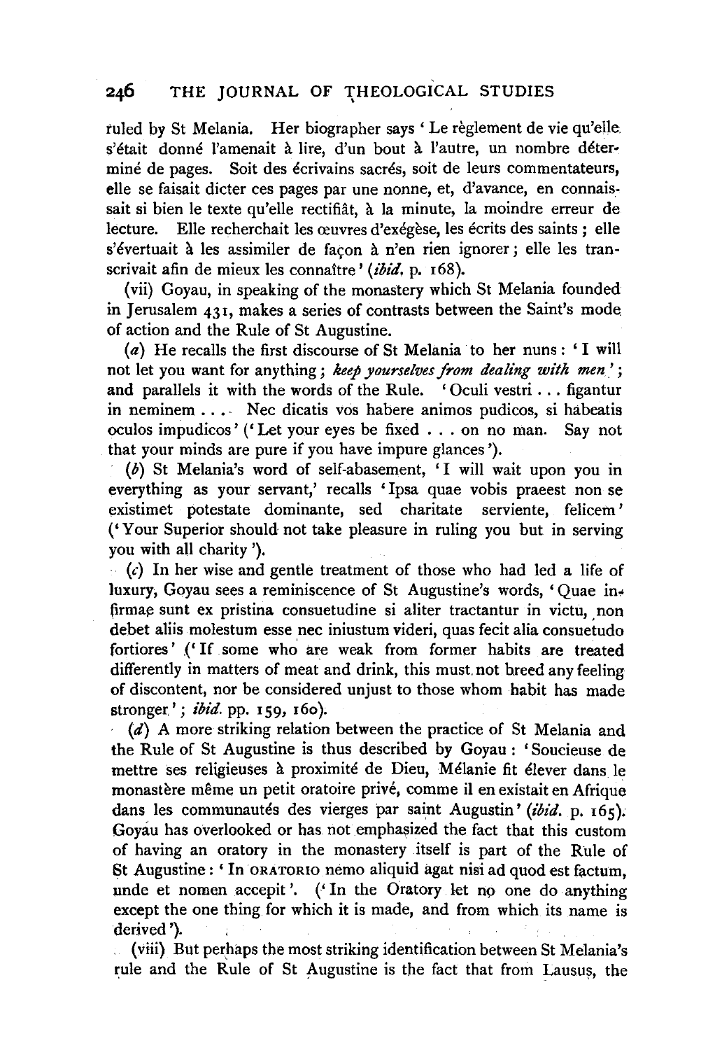ruled by St Melania. Her biographer says 'Le règlement de vie qu'elle s'était donné l'amenait à lire, d'un bout à l'autre, un nombre déterminé de pages. Soit des écrivains sacrés, soit de leurs commentateurs, elle se faisait dicter ces pages par une nonne, et, d'avance, en connaissait si bien le texte qu'elle rectifiât, à la minute, la moindre erreur de lecture. Elle recherchait les œuvres d'exégèse, les écrits des saints ; elle s'évertuait à les assimiler de façon à n'en rien ignorer ; elle les transcrivait afin de mieux les connaître' (*ibid.* p. 168).

(vii) Goyau, in speaking of the monastery which St Melania founded in Jerusalem 431, makes a series of contrasts between the Saint's mode of action and the Rule of St Augustine.

(*a*) He recalls the first discourse of St Melania to her nuns: 'I will not let you want for anything; *keep yourselves from dealing with men*'; and parallels it with the words of the Rule. 'Oculi vestri ... figantur in neminem .... Nec dicatis vos habere animos pudicos, si habeatis oculos impudicos' ('Let your eyes be fixed ... on no man. Say not that your minds are pure if you have impure glances').

(*b*) St Melania's word of self-abasement, 'I will wait upon you in everything as your servant,' recalls 'Ipsa quae vobis praeest non se existimet potestate dominante, sed charitate serviente, felicem' ('Your Superior should not take pleasure in ruling you but in serving you with all charity').

(*c*) In her wise and gentle treatment of those who had led a life of luxury, Goyau sees a reminiscence of St Augustine's words, 'Quae infirmae sunt ex pristina consuetudine si aliter tractantur in victu, non debet aliis molestum esse nec iniustum videri, quas fecit alia consuetudo fortiores' ('If some who are weak from former habits are treated differently in matters of meat and drink, this must not breed any feeling of discontent, nor be considered unjust to those whom habit has made stronger'; *ibid.* pp. 159, 160).

(*d*) A more striking relation between the practice of St Melania and the Rule of St Augustine is thus described by Goyau: 'Soucieuse de mettre ses religieuses à proximité de Dieu, Mélanie fit élever dans le monastère même un petit oratoire privé, comme il en existait en Afrique dans les communautés des vierges par saint Augustin' (*ibid.* p. 165). Goyau has overlooked or has not emphasized the fact that this custom of having an oratory in the monastery itself is part of the Rule of St Augustine: 'In ORATORIO nemo aliquid agat nisi ad quod est factum, unde et nomen accepit'. ('In the Oratory let no one do anything except the one thing for which it is made, and from which its name is derived').

(viii) But perhaps the most striking identification between St Melania's rule and the Rule of St Augustine is the fact that from Lausus, the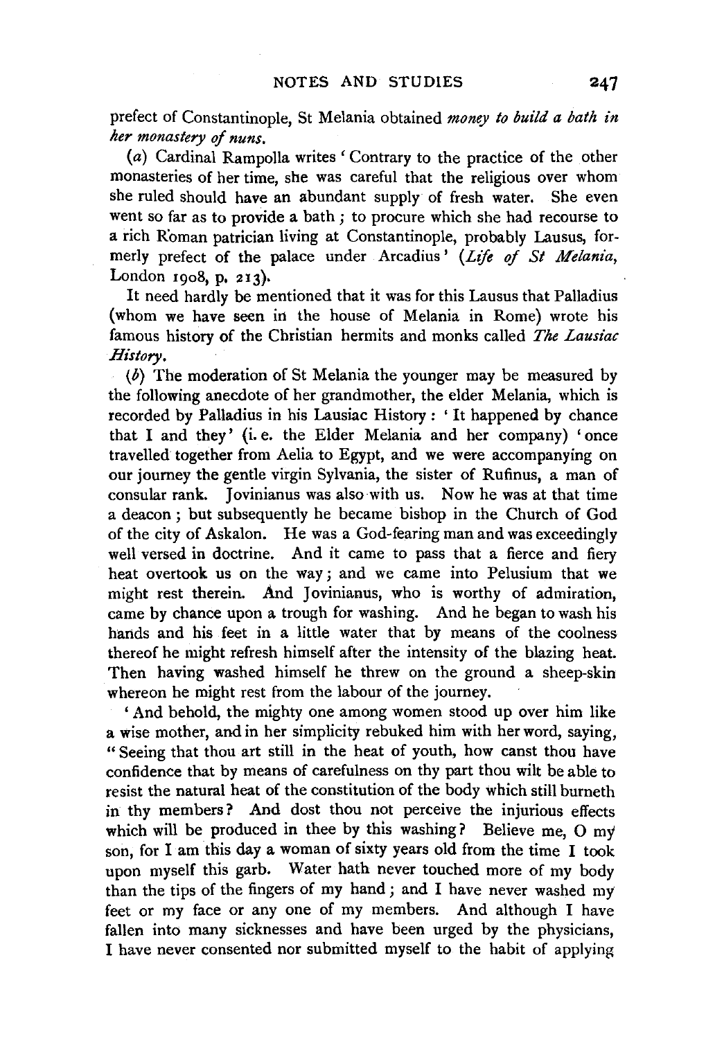prefect of Constantinople, St Melania obtained *money to build a bath in her monastery of nuns.*

(*a*) Cardinal Rampolla writes 'Contrary to the practice of the other monasteries of her time, she was careful that the religious over whom she ruled should have an abundant supply of fresh water. She even went so far as to provide a bath; to procure which she had recourse to a rich Roman patrician living at Constantinople, probably Lausus, formerly prefect of the palace under Arcadius' (*Life of St Melania*, London 1908, p. 213).

It need hardly be mentioned that it was for this Lausus that Palladius (whom we have seen in the house of Melania in Rome) wrote his famous history of the Christian hermits and monks called *The Lausiac History*.

(*b*) The moderation of St Melania the younger may be measured by the following anecdote of her grandmother, the elder Melania, which is recorded by Palladius in his Lausiac History: 'It happened by chance that I and they' (i. e. the Elder Melania and her company) 'once travelled together from Aelia to Egypt, and we were accompanying on our journey the gentle virgin Sylvania, the sister of Rufinus, a man of consular rank. Jovinianus was also with us. Now he was at that time a deacon; but subsequently he became bishop in the Church of God of the city of Askalon. He was a God-fearing man and was exceedingly well versed in doctrine. And it came to pass that a fierce and fiery heat overtook us on the way; and we came into Pelusium that we might rest therein. And Jovinianus, who is worthy of admiration, came by chance upon a trough for washing. And he began to wash his hands and his feet in a little water that by means of the coolness thereof he might refresh himself after the intensity of the blazing heat. Then having washed himself he threw on the ground a sheep-skin whereon he might rest from the labour of the journey.

'And behold, the mighty one among women stood up over him like a wise mother, and in her simplicity rebuked him with her word, saying, "Seeing that thou art still in the heat of youth, how canst thou have confidence that by means of carefulness on thy part thou wilt be able to resist the natural heat of the constitution of the body which still burneth in thy members? And dost thou not perceive the injurious effects which will be produced in thee by this washing? Believe me, O my son, for I am this day a woman of sixty years old from the time I took upon myself this garb. Water hath never touched more of my body than the tips of the fingers of my hand; and I have never washed my feet or my face or any one of my members. And although I have fallen into many sicknesses and have been urged by the physicians, I have never consented nor submitted myself to the habit of applying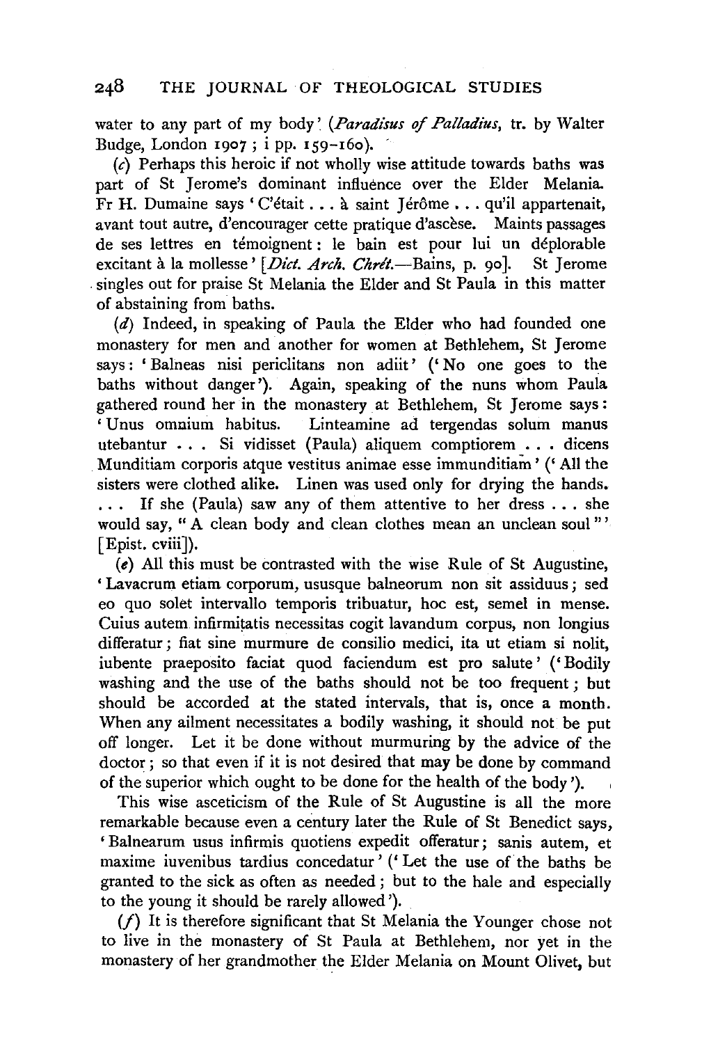water to any part of my body' (*Paradisus of Palladius*, tr. by Walter Budge, London 1907; i pp. 159–160).

(*c*) Perhaps this heroic if not wholly wise attitude towards baths was part of St Jerome's dominant influence over the Elder Melania. Fr H. Dumaine says 'C'était ... à saint Jérôme ... qu'il appartenait, avant tout autre, d'encourager cette pratique d'ascèse. Maints passages de ses lettres en témoignent: le bain est pour lui un déplorable excitant à la mollesse' [*Dict. Arch. Chrét.*—Bains, p. 90]. St Jerome singles out for praise St Melania the Elder and St Paula in this matter of abstaining from baths.

(*d*) Indeed, in speaking of Paula the Elder who had founded one monastery for men and another for women at Bethlehem, St Jerome says: 'Balneas nisi periclitans non adiit' ('No one goes to the baths without danger'). Again, speaking of the nuns whom Paula gathered round her in the monastery at Bethlehem, St Jerome says: 'Unus omnium habitus. Linteamine ad tergendas solum manus utebantur ... Si vidisset (Paula) aliquem comptiorem ... dicens Munditiam corporis atque vestitus animae esse immunditiam' ('All the sisters were clothed alike. Linen was used only for drying the hands. ... If she (Paula) saw any of them attentive to her dress ... she would say, "A clean body and clean clothes mean an unclean soul"' [Epist. cviii]).

(*e*) All this must be contrasted with the wise Rule of St Augustine, 'Lavacrum etiam corporum, ususque balneorum non sit assiduus; sed eo quo solet intervallo temporis tribuatur, hoc est, semel in mense. Cuius autem infirmitatis necessitas cogit lavandum corpus, non longius differatur; fiat sine murmure de consilio medici, ita ut etiam si nolit, iubente praeposito faciat quod faciendum est pro salute' ('Bodily washing and the use of the baths should not be too frequent; but should be accorded at the stated intervals, that is, once a month. When any ailment necessitates a bodily washing, it should not be put off longer. Let it be done without murmuring by the advice of the doctor; so that even if it is not desired that may be done by command of the superior which ought to be done for the health of the body').

This wise asceticism of the Rule of St Augustine is all the more remarkable because even a century later the Rule of St Benedict says, 'Balnearum usus infirmis quotiens expedit offeratur; sanis autem, et maxime iuvenibus tardius concedatur' ('Let the use of the baths be granted to the sick as often as needed; but to the hale and especially to the young it should be rarely allowed').

(*f*) It is therefore significant that St Melania the Younger chose not to live in the monastery of St Paula at Bethlehem, nor yet in the monastery of her grandmother the Elder Melania on Mount Olivet, but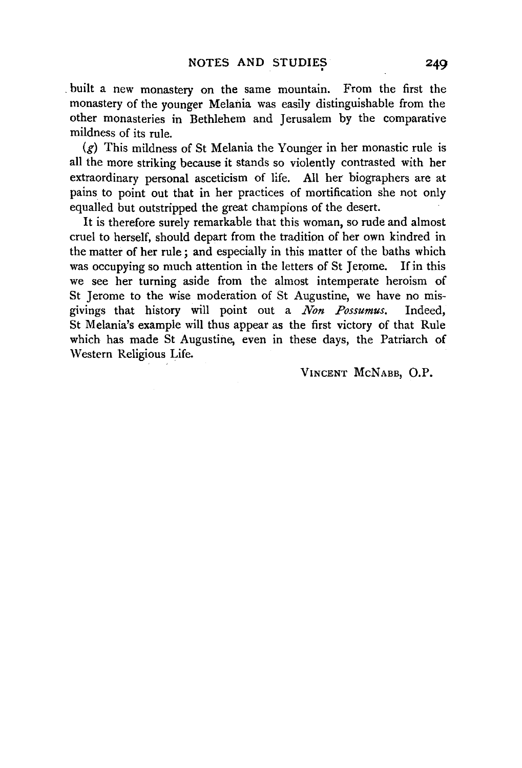built a new monastery on the same mountain. From the first the monastery of the younger Melania was easily distinguishable from the other monasteries in Bethlehem and Jerusalem by the comparative mildness of its rule.

(*g*) This mildness of St Melania the Younger in her monastic rule is all the more striking because it stands so violently contrasted with her extraordinary personal asceticism of life. All her biographers are at pains to point out that in her practices of mortification she not only equalled but outstripped the great champions of the desert.

It is therefore surely remarkable that this woman, so rude and almost cruel to herself, should depart from the tradition of her own kindred in the matter of her rule; and especially in this matter of the baths which was occupying so much attention in the letters of St Jerome. If in this we see her turning aside from the almost intemperate heroism of St Jerome to the wise moderation of St Augustine, we have no misgivings that history will point out a *Non Possumus*. Indeed, St Melania's example will thus appear as the first victory of that Rule which has made St Augustine, even in these days, the Patriarch of Western Religious Life.

VINCENT McNABB, O.P.